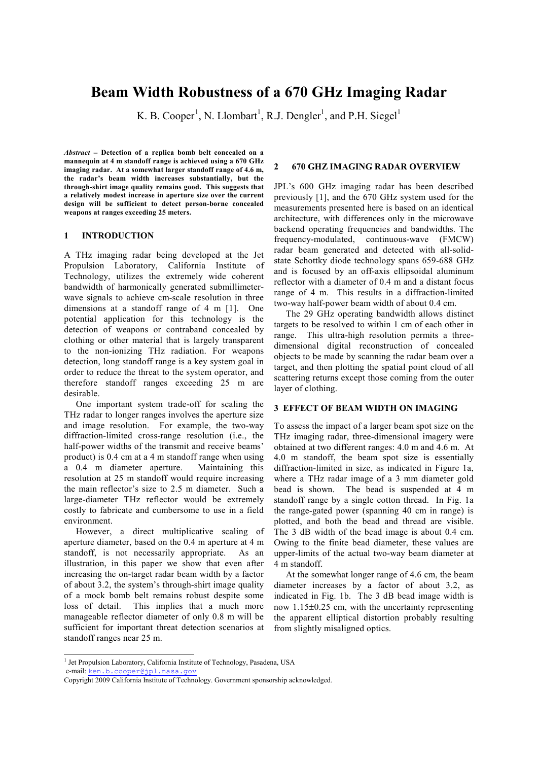# Beam Width Robustness of a 670 GHz Imaging Radar

K. B. Cooper[1], N. Llombart[1], R.J. Dengler[1], and P.H. Siegel[1]

***Abstract* – Detection of a replica bomb belt concealed on a mannequin at 4 m standoff range is achieved using a 670 GHz imaging radar. At a somewhat larger standoff range of 4.6 m, the radar's beam width increases substantially, but the through-shirt image quality remains good. This suggests that a relatively modest increase in aperture size over the current design will be sufficient to detect person-borne concealed weapons at ranges exceeding 25 meters.**

## 1 INTRODUCTION

A THz imaging radar being developed at the Jet Propulsion Laboratory, California Institute of Technology, utilizes the extremely wide coherent bandwidth of harmonically generated submillimeter-wave signals to achieve cm-scale resolution in three dimensions at a standoff range of 4 m [1]. One potential application for this technology is the detection of weapons or contraband concealed by clothing or other material that is largely transparent to the non-ionizing THz radiation. For weapons detection, long standoff range is a key system goal in order to reduce the threat to the system operator, and therefore standoff ranges exceeding 25 m are desirable.

One important system trade-off for scaling the THz radar to longer ranges involves the aperture size and image resolution. For example, the two-way diffraction-limited cross-range resolution (i.e., the half-power widths of the transmit and receive beams' product) is 0.4 cm at a 4 m standoff range when using a 0.4 m diameter aperture. Maintaining this resolution at 25 m standoff would require increasing the main reflector's size to 2.5 m diameter. Such a large-diameter THz reflector would be extremely costly to fabricate and cumbersome to use in a field environment.

However, a direct multiplicative scaling of aperture diameter, based on the 0.4 m aperture at 4 m standoff, is not necessarily appropriate. As an illustration, in this paper we show that even after increasing the on-target radar beam width by a factor of about 3.2, the system's through-shirt image quality of a mock bomb belt remains robust despite some loss of detail. This implies that a much more manageable reflector diameter of only 0.8 m will be sufficient for important threat detection scenarios at standoff ranges near 25 m.

## 2 670 GHZ IMAGING RADAR OVERVIEW

JPL's 600 GHz imaging radar has been described previously [1], and the 670 GHz system used for the measurements presented here is based on an identical architecture, with differences only in the microwave backend operating frequencies and bandwidths. The frequency-modulated, continuous-wave (FMCW) radar beam generated and detected with all-solid-state Schottky diode technology spans 659-688 GHz and is focused by an off-axis ellipsoidal aluminum reflector with a diameter of 0.4 m and a distant focus range of 4 m. This results in a diffraction-limited two-way half-power beam width of about 0.4 cm.

The 29 GHz operating bandwidth allows distinct targets to be resolved to within 1 cm of each other in range. This ultra-high resolution permits a three-dimensional digital reconstruction of concealed objects to be made by scanning the radar beam over a target, and then plotting the spatial point cloud of all scattering returns except those coming from the outer layer of clothing.

## 3 EFFECT OF BEAM WIDTH ON IMAGING

To assess the impact of a larger beam spot size on the THz imaging radar, three-dimensional imagery were obtained at two different ranges: 4.0 m and 4.6 m. At 4.0 m standoff, the beam spot size is essentially diffraction-limited in size, as indicated in Figure 1a, where a THz radar image of a 3 mm diameter gold bead is shown. The bead is suspended at 4 m standoff range by a single cotton thread. In Fig. 1a the range-gated power (spanning 40 cm in range) is plotted, and both the bead and thread are visible. The 3 dB width of the bead image is about 0.4 cm. Owing to the finite bead diameter, these values are upper-limits of the actual two-way beam diameter at 4 m standoff.

At the somewhat longer range of 4.6 cm, the beam diameter increases by a factor of about 3.2, as indicated in Fig. 1b. The 3 dB bead image width is now 1.15±0.25 cm, with the uncertainty representing the apparent elliptical distortion probably resulting from slightly misaligned optics.

---

[1] Jet Propulsion Laboratory, California Institute of Technology, Pasadena, USA
e-mail: ken.b.cooper@jpl.nasa.gov
Copyright 2009 California Institute of Technology. Government sponsorship acknowledged.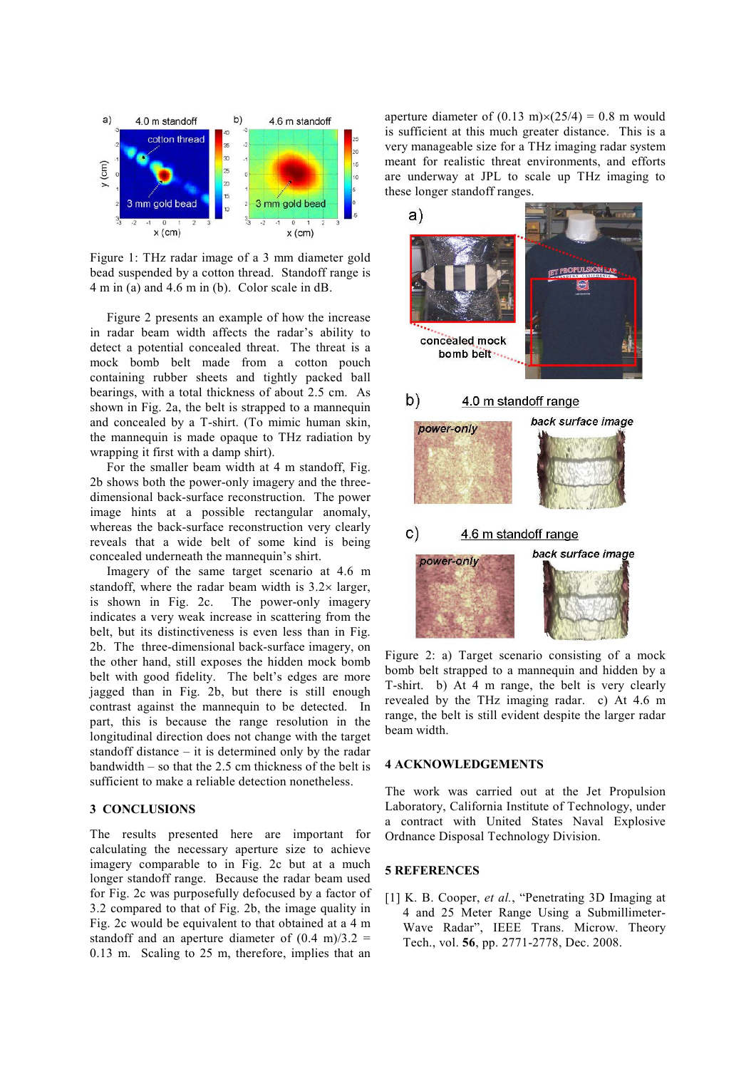a) 4.0 m standoff

cotton thread

3 mm gold bead

b) 4.6 m standoff

3 mm gold bead

y (cm)

x (cm)

x (cm)

Figure 1: THz radar image of a 3 mm diameter gold bead suspended by a cotton thread. Standoff range is 4 m in (a) and 4.6 m in (b). Color scale in dB.

Figure 2 presents an example of how the increase in radar beam width affects the radar's ability to detect a potential concealed threat. The threat is a mock bomb belt made from a cotton pouch containing rubber sheets and tightly packed ball bearings, with a total thickness of about 2.5 cm. As shown in Fig. 2a, the belt is strapped to a mannequin and concealed by a T-shirt. (To mimic human skin, the mannequin is made opaque to THz radiation by wrapping it first with a damp shirt).

For the smaller beam width at 4 m standoff, Fig. 2b shows both the power-only imagery and the three-dimensional back-surface reconstruction. The power image hints at a possible rectangular anomaly, whereas the back-surface reconstruction very clearly reveals that a wide belt of some kind is being concealed underneath the mannequin's shirt.

Imagery of the same target scenario at 4.6 m standoff, where the radar beam width is 3.2× larger, is shown in Fig. 2c. The power-only imagery indicates a very weak increase in scattering from the belt, but its distinctiveness is even less than in Fig. 2b. The three-dimensional back-surface imagery, on the other hand, still exposes the hidden mock bomb belt with good fidelity. The belt's edges are more jagged than in Fig. 2b, but there is still enough contrast against the mannequin to be detected. In part, this is because the range resolution in the longitudinal direction does not change with the target standoff distance – it is determined only by the radar bandwidth – so that the 2.5 cm thickness of the belt is sufficient to make a reliable detection nonetheless.

## 3 CONCLUSIONS

The results presented here are important for calculating the necessary aperture size to achieve imagery comparable to in Fig. 2c but at a much longer standoff range. Because the radar beam used for Fig. 2c was purposefully defocused by a factor of 3.2 compared to that of Fig. 2b, the image quality in Fig. 2c would be equivalent to that obtained at a 4 m standoff and an aperture diameter of (0.4 m)/3.2 = 0.13 m. Scaling to 25 m, therefore, implies that an aperture diameter of (0.13 m)×(25/4) = 0.8 m would is sufficient at this much greater distance. This is a very manageable size for a THz imaging radar system meant for realistic threat environments, and efforts are underway at JPL to scale up THz imaging to these longer standoff ranges.

a)

concealed mock bomb belt

b) 4.0 m standoff range

power-only

back surface image

c) 4.6 m standoff range

power-only

back surface image

Figure 2: a) Target scenario consisting of a mock bomb belt strapped to a mannequin and hidden by a T-shirt. b) At 4 m range, the belt is very clearly revealed by the THz imaging radar. c) At 4.6 m range, the belt is still evident despite the larger radar beam width.

## 4 ACKNOWLEDGEMENTS

The work was carried out at the Jet Propulsion Laboratory, California Institute of Technology, under a contract with United States Naval Explosive Ordnance Disposal Technology Division.

## 5 REFERENCES

[1] K. B. Cooper, *et al.*, "Penetrating 3D Imaging at 4 and 25 Meter Range Using a Submillimeter-Wave Radar", IEEE Trans. Microw. Theory Tech., vol. **56**, pp. 2771-2778, Dec. 2008.